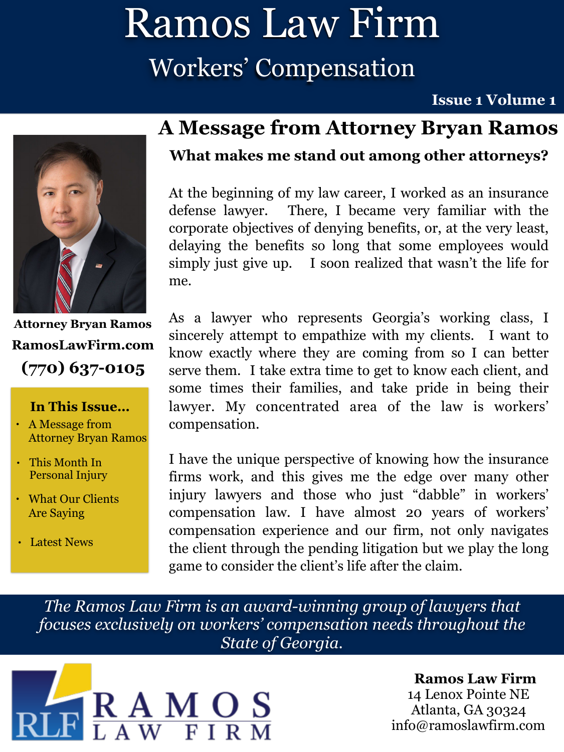# Ramos Law Firm

## Workers' Compensation

**Issue 1 Volume 1**

## A Message from Attorney Bryan Ramos

**What makes me stand out among other attorneys?**

At the beginning of my law career, I worked as an insurance defense lawyer. There, I became very familiar with the corporate objectives of denying benefits, or, at the very least, delaying the benefits so long that some employees would simply just give up. I soon realized that wasn't the life for me.

As a lawyer who represents Georgia's working class, I sincerely attempt to empathize with my clients. I want to know exactly where they are coming from so I can better serve them. I take extra time to get to know each client, and some times their families, and take pride in being their lawyer. My concentrated area of the law is workers' compensation.

I have the unique perspective of knowing how the insurance firms work, and this gives me the edge over many other injury lawyers and those who just "dabble" in workers' compensation law. I have almost 20 years of workers' compensation experience and our firm, not only navigates the client through the pending litigation but we play the long game to consider the client's life after the claim.

**Attorney Bryan Ramos**

**RamosLawFirm.com**

**(770) 637-0105**

**In This Issue...**

- A Message from Attorney Bryan Ramos
- This Month In Personal Injury
- What Our Clients Are Saying
- Latest News

*The Ramos Law Firm is an award-winning group of lawyers that focuses exclusively on workers' compensation needs throughout the State of Georgia.*

RLF RAMOS LAW FIRM

**Ramos Law Firm**
14 Lenox Pointe NE
Atlanta, GA 30324
info@ramoslawfirm.com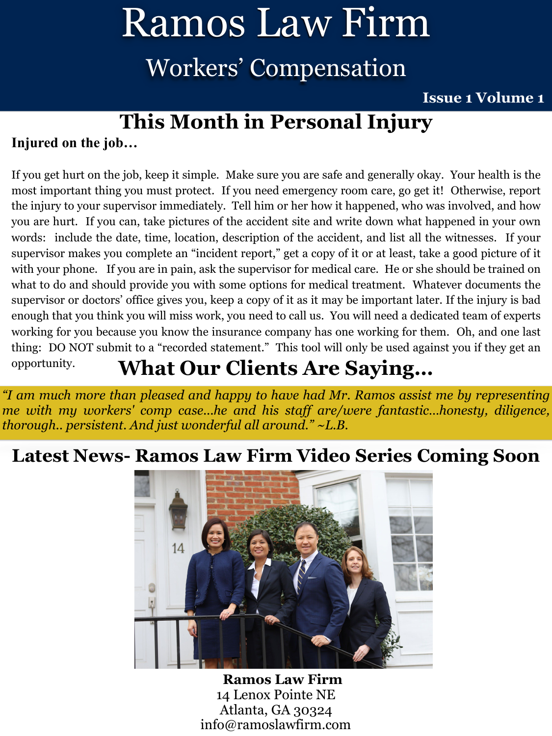# Ramos Law Firm

## Workers' Compensation

**Issue 1 Volume 1**

## This Month in Personal Injury

**Injured on the job…**

If you get hurt on the job, keep it simple. Make sure you are safe and generally okay. Your health is the most important thing you must protect. If you need emergency room care, go get it! Otherwise, report the injury to your supervisor immediately. Tell him or her how it happened, who was involved, and how you are hurt. If you can, take pictures of the accident site and write down what happened in your own words: include the date, time, location, description of the accident, and list all the witnesses. If your supervisor makes you complete an "incident report," get a copy of it or at least, take a good picture of it with your phone. If you are in pain, ask the supervisor for medical care. He or she should be trained on what to do and should provide you with some options for medical treatment. Whatever documents the supervisor or doctors' office gives you, keep a copy of it as it may be important later. If the injury is bad enough that you think you will miss work, you need to call us. You will need a dedicated team of experts working for you because you know the insurance company has one working for them. Oh, and one last thing: DO NOT submit to a "recorded statement." This tool will only be used against you if they get an opportunity.

## What Our Clients Are Saying…

*"I am much more than pleased and happy to have had Mr. Ramos assist me by representing me with my workers' comp case…he and his staff are/were fantastic…honesty, diligence, thorough.. persistent. And just wonderful all around." ~L.B.*

## Latest News- Ramos Law Firm Video Series Coming Soon

**Ramos Law Firm**
14 Lenox Pointe NE
Atlanta, GA 30324
info@ramoslawfirm.com